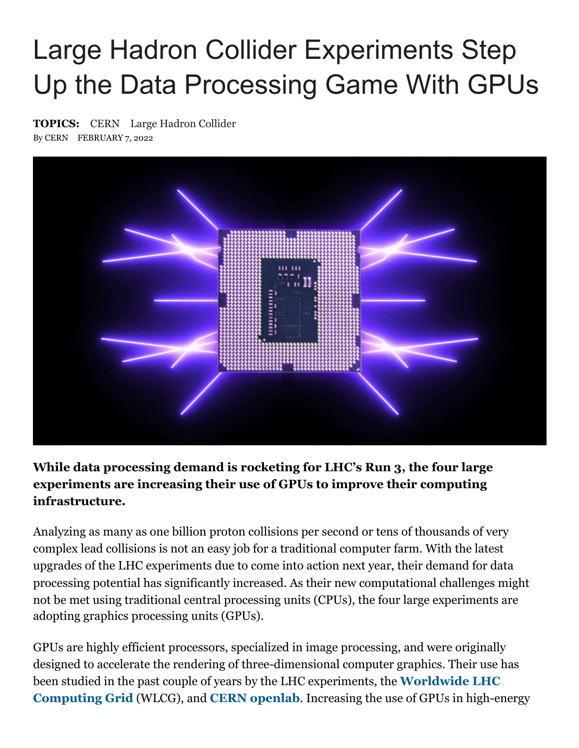# Large Hadron Collider Experiments Step Up the Data Processing Game With GPUs

**TOPICS:** CERN Large Hadron Collider

By CERN FEBRUARY 7, 2022

**While data processing demand is rocketing for LHC's Run 3, the four large experiments are increasing their use of GPUs to improve their computing infrastructure.**

Analyzing as many as one billion proton collisions per second or tens of thousands of very complex lead collisions is not an easy job for a traditional computer farm. With the latest upgrades of the LHC experiments due to come into action next year, their demand for data processing potential has significantly increased. As their new computational challenges might not be met using traditional central processing units (CPUs), the four large experiments are adopting graphics processing units (GPUs).

GPUs are highly efficient processors, specialized in image processing, and were originally designed to accelerate the rendering of three-dimensional computer graphics. Their use has been studied in the past couple of years by the LHC experiments, the **Worldwide LHC Computing Grid** (WLCG), and **CERN openlab**. Increasing the use of GPUs in high-energy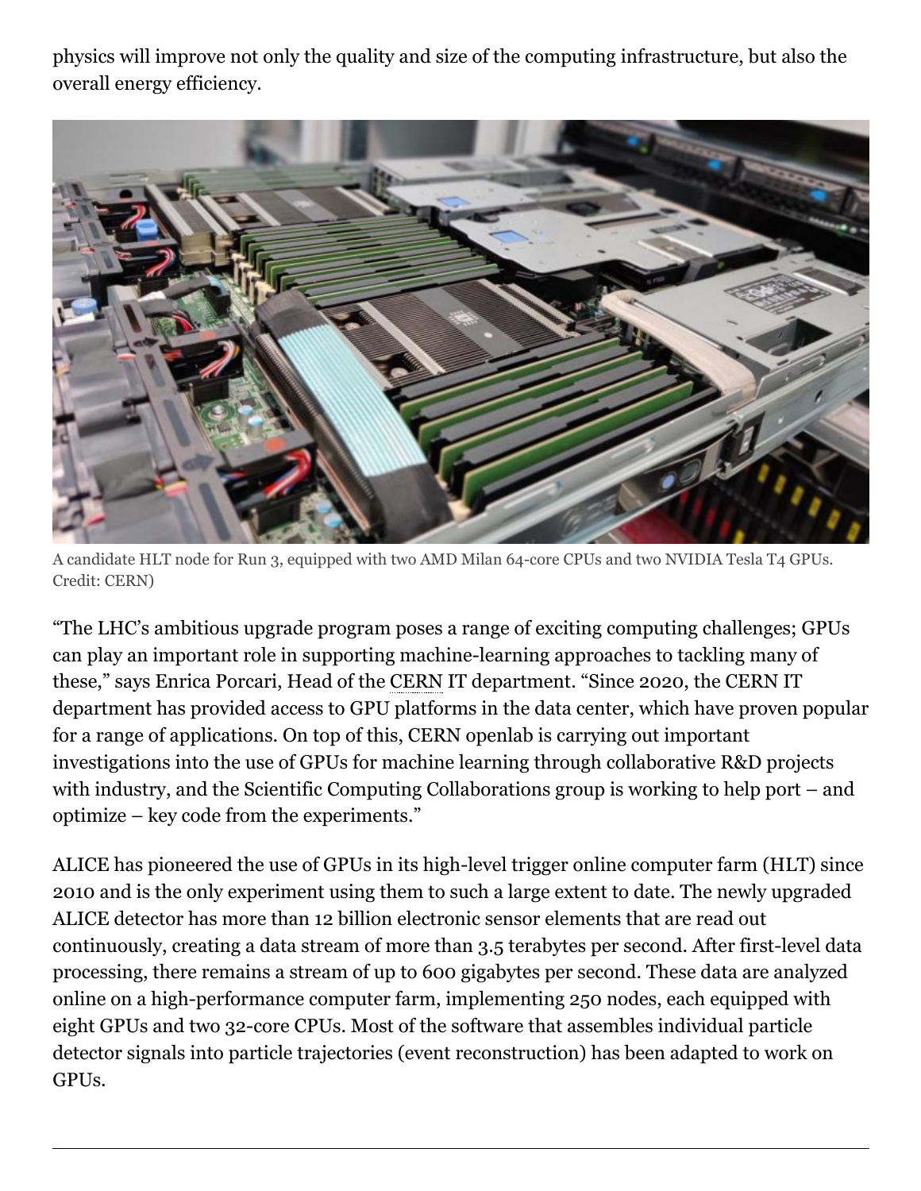physics will improve not only the quality and size of the computing infrastructure, but also the overall energy efficiency.

A candidate HLT node for Run 3, equipped with two AMD Milan 64-core CPUs and two NVIDIA Tesla T4 GPUs. Credit: CERN)

"The LHC's ambitious upgrade program poses a range of exciting computing challenges; GPUs can play an important role in supporting machine-learning approaches to tackling many of these," says Enrica Porcari, Head of the CERN IT department. "Since 2020, the CERN IT department has provided access to GPU platforms in the data center, which have proven popular for a range of applications. On top of this, CERN openlab is carrying out important investigations into the use of GPUs for machine learning through collaborative R&D projects with industry, and the Scientific Computing Collaborations group is working to help port – and optimize – key code from the experiments."

ALICE has pioneered the use of GPUs in its high-level trigger online computer farm (HLT) since 2010 and is the only experiment using them to such a large extent to date. The newly upgraded ALICE detector has more than 12 billion electronic sensor elements that are read out continuously, creating a data stream of more than 3.5 terabytes per second. After first-level data processing, there remains a stream of up to 600 gigabytes per second. These data are analyzed online on a high-performance computer farm, implementing 250 nodes, each equipped with eight GPUs and two 32-core CPUs. Most of the software that assembles individual particle detector signals into particle trajectories (event reconstruction) has been adapted to work on GPUs.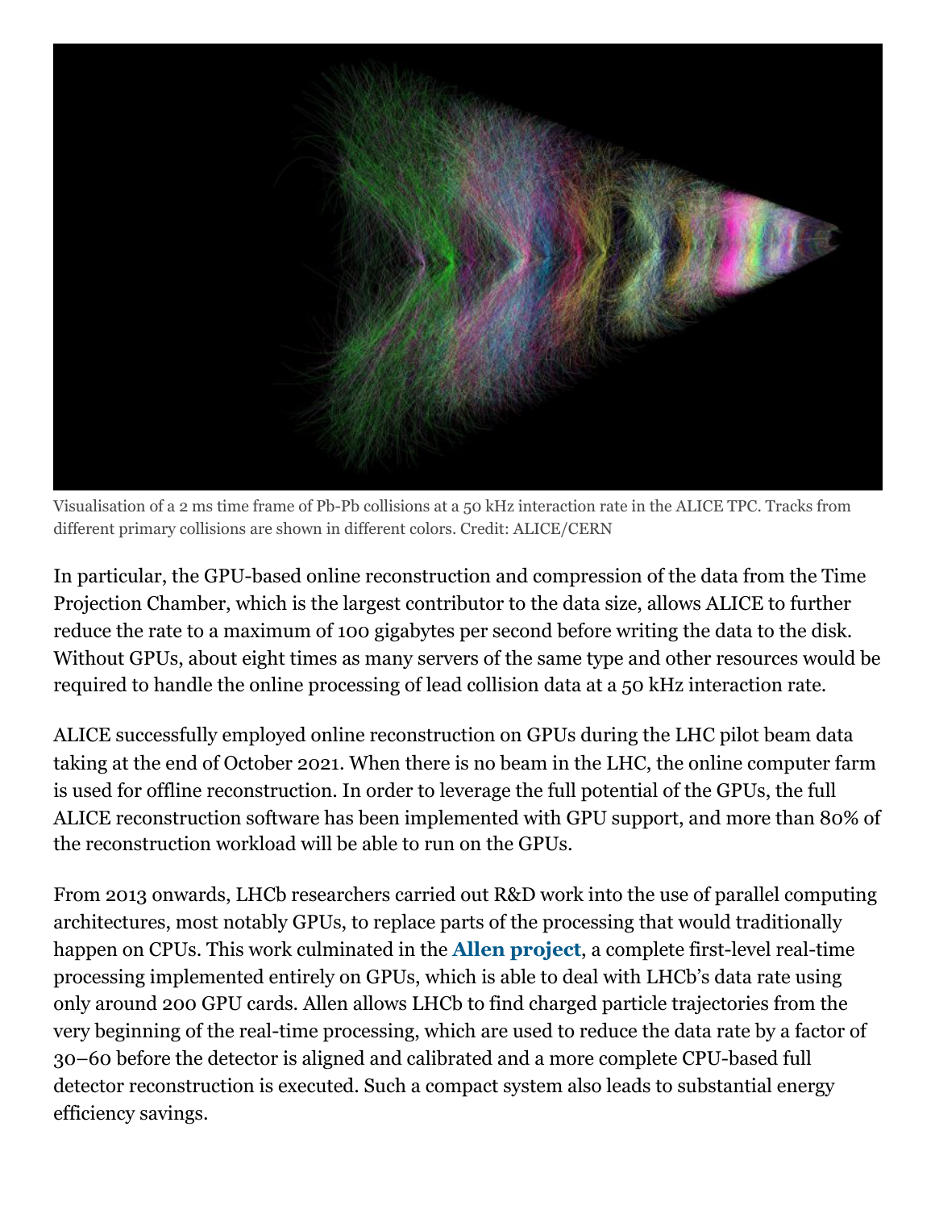Visualisation of a 2 ms time frame of Pb-Pb collisions at a 50 kHz interaction rate in the ALICE TPC. Tracks from different primary collisions are shown in different colors. Credit: ALICE/CERN

In particular, the GPU-based online reconstruction and compression of the data from the Time Projection Chamber, which is the largest contributor to the data size, allows ALICE to further reduce the rate to a maximum of 100 gigabytes per second before writing the data to the disk. Without GPUs, about eight times as many servers of the same type and other resources would be required to handle the online processing of lead collision data at a 50 kHz interaction rate.

ALICE successfully employed online reconstruction on GPUs during the LHC pilot beam data taking at the end of October 2021. When there is no beam in the LHC, the online computer farm is used for offline reconstruction. In order to leverage the full potential of the GPUs, the full ALICE reconstruction software has been implemented with GPU support, and more than 80% of the reconstruction workload will be able to run on the GPUs.

From 2013 onwards, LHCb researchers carried out R&D work into the use of parallel computing architectures, most notably GPUs, to replace parts of the processing that would traditionally happen on CPUs. This work culminated in the **Allen project**, a complete first-level real-time processing implemented entirely on GPUs, which is able to deal with LHCb's data rate using only around 200 GPU cards. Allen allows LHCb to find charged particle trajectories from the very beginning of the real-time processing, which are used to reduce the data rate by a factor of 30–60 before the detector is aligned and calibrated and a more complete CPU-based full detector reconstruction is executed. Such a compact system also leads to substantial energy efficiency savings.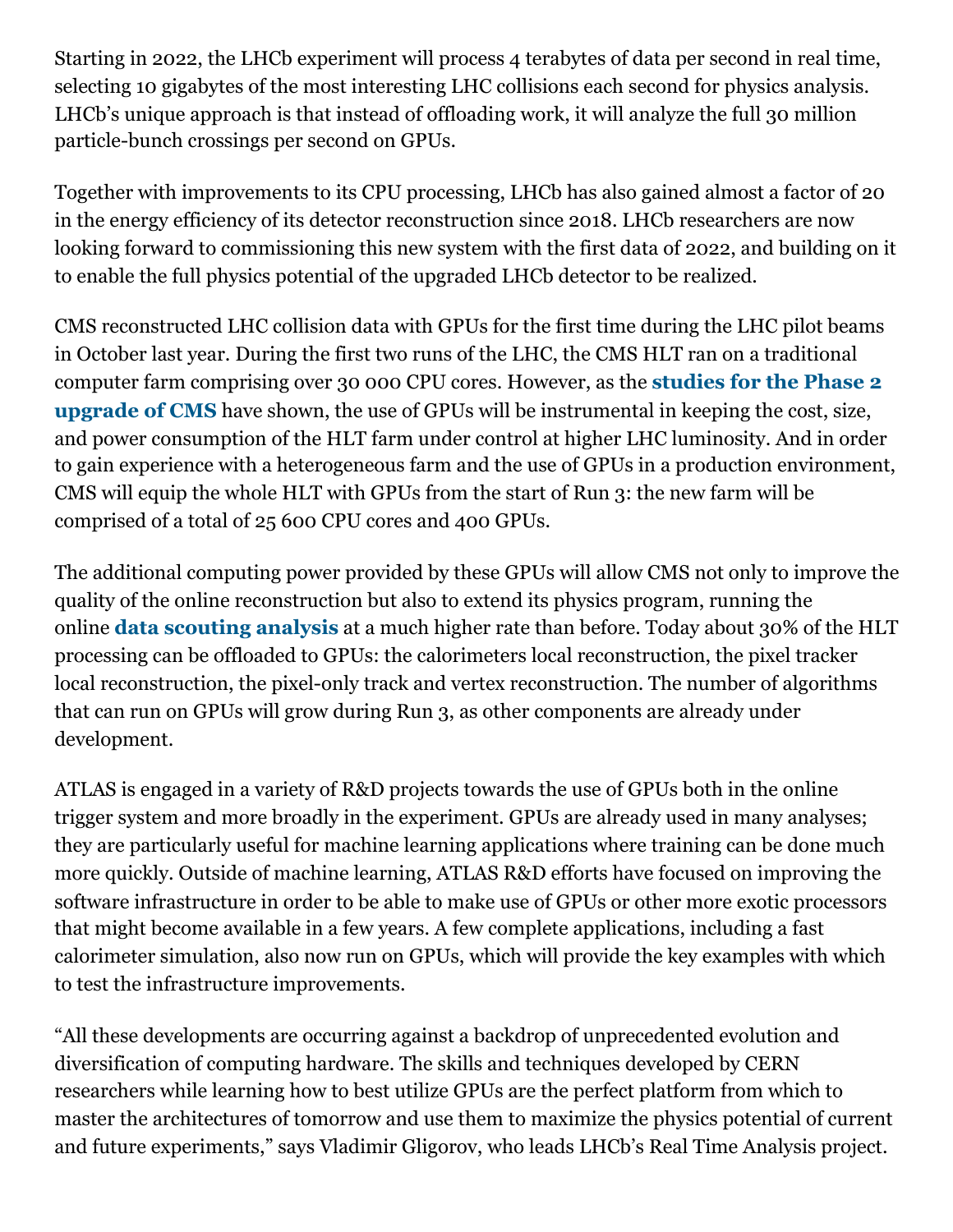Starting in 2022, the LHCb experiment will process 4 terabytes of data per second in real time, selecting 10 gigabytes of the most interesting LHC collisions each second for physics analysis. LHCb's unique approach is that instead of offloading work, it will analyze the full 30 million particle-bunch crossings per second on GPUs.

Together with improvements to its CPU processing, LHCb has also gained almost a factor of 20 in the energy efficiency of its detector reconstruction since 2018. LHCb researchers are now looking forward to commissioning this new system with the first data of 2022, and building on it to enable the full physics potential of the upgraded LHCb detector to be realized.

CMS reconstructed LHC collision data with GPUs for the first time during the LHC pilot beams in October last year. During the first two runs of the LHC, the CMS HLT ran on a traditional computer farm comprising over 30 000 CPU cores. However, as the **studies for the Phase 2 upgrade of CMS** have shown, the use of GPUs will be instrumental in keeping the cost, size, and power consumption of the HLT farm under control at higher LHC luminosity. And in order to gain experience with a heterogeneous farm and the use of GPUs in a production environment, CMS will equip the whole HLT with GPUs from the start of Run 3: the new farm will be comprised of a total of 25 600 CPU cores and 400 GPUs.

The additional computing power provided by these GPUs will allow CMS not only to improve the quality of the online reconstruction but also to extend its physics program, running the online **data scouting analysis** at a much higher rate than before. Today about 30% of the HLT processing can be offloaded to GPUs: the calorimeters local reconstruction, the pixel tracker local reconstruction, the pixel-only track and vertex reconstruction. The number of algorithms that can run on GPUs will grow during Run 3, as other components are already under development.

ATLAS is engaged in a variety of R&D projects towards the use of GPUs both in the online trigger system and more broadly in the experiment. GPUs are already used in many analyses; they are particularly useful for machine learning applications where training can be done much more quickly. Outside of machine learning, ATLAS R&D efforts have focused on improving the software infrastructure in order to be able to make use of GPUs or other more exotic processors that might become available in a few years. A few complete applications, including a fast calorimeter simulation, also now run on GPUs, which will provide the key examples with which to test the infrastructure improvements.

"All these developments are occurring against a backdrop of unprecedented evolution and diversification of computing hardware. The skills and techniques developed by CERN researchers while learning how to best utilize GPUs are the perfect platform from which to master the architectures of tomorrow and use them to maximize the physics potential of current and future experiments," says Vladimir Gligorov, who leads LHCb's Real Time Analysis project.